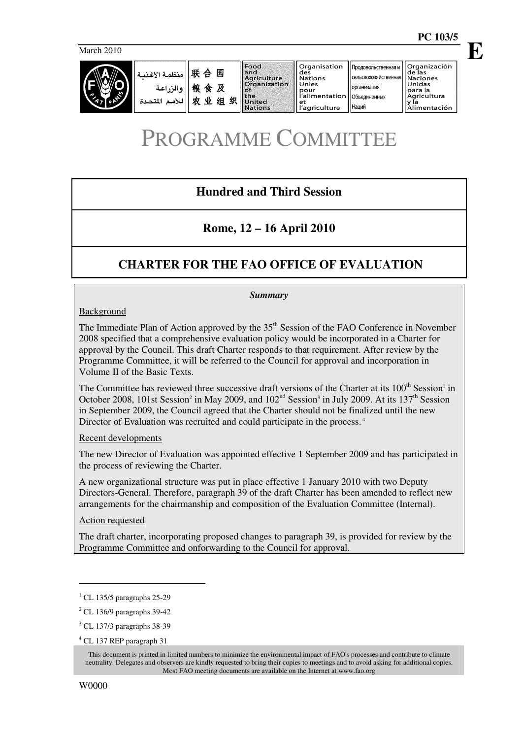PC 103/5

March 2010

E

منظمة الأغذية والزراعة للأمم المتحدة | 联合国粮食及农业组织 | Food and Agriculture Organization of the United Nations | Organisation des Nations Unies pour l'alimentation et l'agriculture | Продовольственная и сельскохозяйственная организация Объединенных Наций | Organización de las Naciones Unidas para la Agricultura y la Alimentación

# PROGRAMME COMMITTEE

## Hundred and Third Session

## Rome, 12 – 16 April 2010

## CHARTER FOR THE FAO OFFICE OF EVALUATION

***Summary***

Background

The Immediate Plan of Action approved by the 35th Session of the FAO Conference in November 2008 specified that a comprehensive evaluation policy would be incorporated in a Charter for approval by the Council. This draft Charter responds to that requirement. After review by the Programme Committee, it will be referred to the Council for approval and incorporation in Volume II of the Basic Texts.

The Committee has reviewed three successive draft versions of the Charter at its 100th Session[1] in October 2008, 101st Session[2] in May 2009, and 102nd Session[3] in July 2009. At its 137th Session in September 2009, the Council agreed that the Charter should not be finalized until the new Director of Evaluation was recruited and could participate in the process.[4]

Recent developments

The new Director of Evaluation was appointed effective 1 September 2009 and has participated in the process of reviewing the Charter.

A new organizational structure was put in place effective 1 January 2010 with two Deputy Directors-General. Therefore, paragraph 39 of the draft Charter has been amended to reflect new arrangements for the chairmanship and composition of the Evaluation Committee (Internal).

Action requested

The draft charter, incorporating proposed changes to paragraph 39, is provided for review by the Programme Committee and onforwarding to the Council for approval.

---

[1] CL 135/5 paragraphs 25-29

[2] CL 136/9 paragraphs 39-42

[3] CL 137/3 paragraphs 38-39

[4] CL 137 REP paragraph 31

This document is printed in limited numbers to minimize the environmental impact of FAO's processes and contribute to climate neutrality. Delegates and observers are kindly requested to bring their copies to meetings and to avoid asking for additional copies. Most FAO meeting documents are available on the Internet at www.fao.org

W0000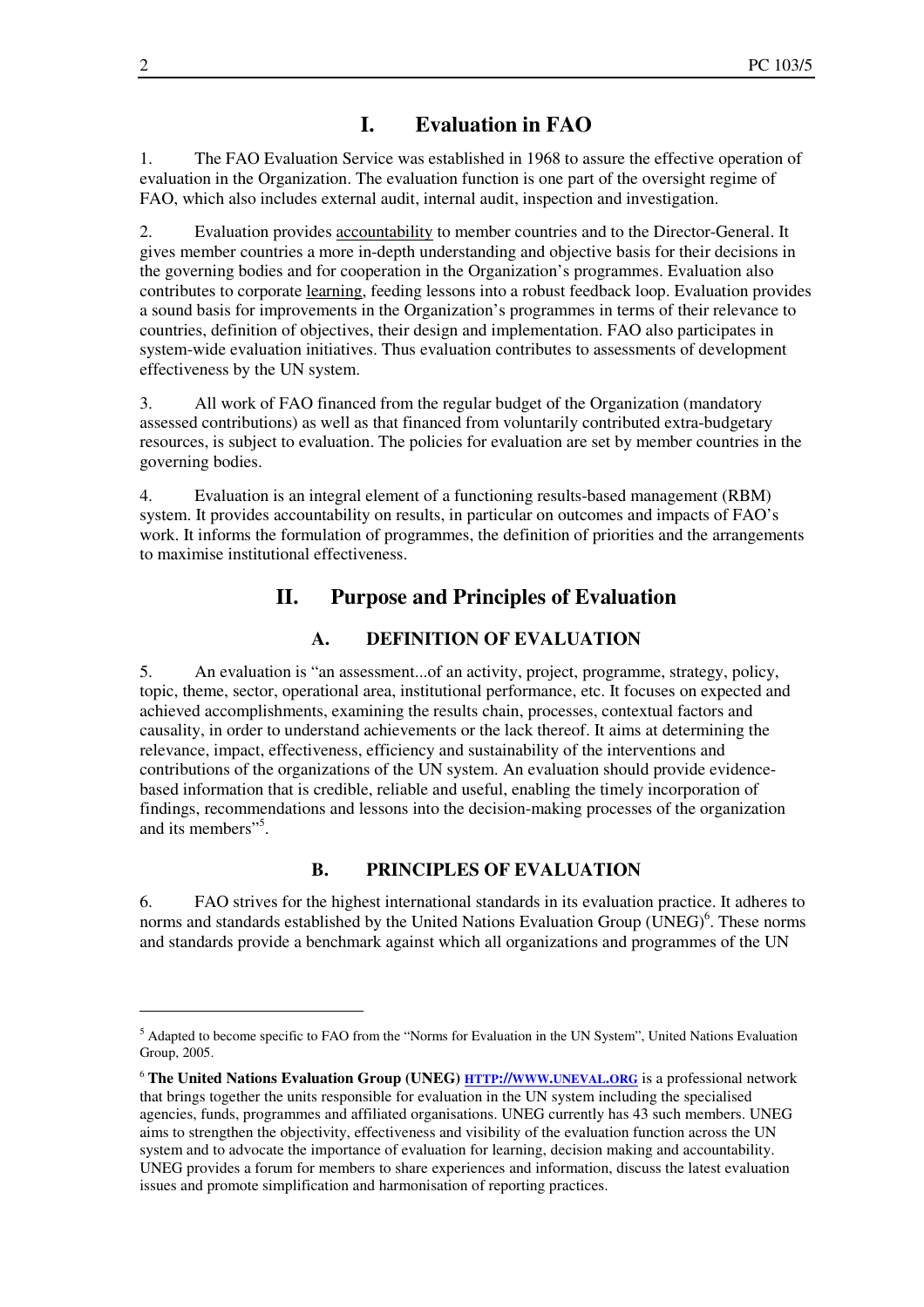# I. Evaluation in FAO

1. The FAO Evaluation Service was established in 1968 to assure the effective operation of evaluation in the Organization. The evaluation function is one part of the oversight regime of FAO, which also includes external audit, internal audit, inspection and investigation.

2. Evaluation provides accountability to member countries and to the Director-General. It gives member countries a more in-depth understanding and objective basis for their decisions in the governing bodies and for cooperation in the Organization's programmes. Evaluation also contributes to corporate learning, feeding lessons into a robust feedback loop. Evaluation provides a sound basis for improvements in the Organization's programmes in terms of their relevance to countries, definition of objectives, their design and implementation. FAO also participates in system-wide evaluation initiatives. Thus evaluation contributes to assessments of development effectiveness by the UN system.

3. All work of FAO financed from the regular budget of the Organization (mandatory assessed contributions) as well as that financed from voluntarily contributed extra-budgetary resources, is subject to evaluation. The policies for evaluation are set by member countries in the governing bodies.

4. Evaluation is an integral element of a functioning results-based management (RBM) system. It provides accountability on results, in particular on outcomes and impacts of FAO's work. It informs the formulation of programmes, the definition of priorities and the arrangements to maximise institutional effectiveness.

# II. Purpose and Principles of Evaluation

## A. DEFINITION OF EVALUATION

5. An evaluation is "an assessment...of an activity, project, programme, strategy, policy, topic, theme, sector, operational area, institutional performance, etc. It focuses on expected and achieved accomplishments, examining the results chain, processes, contextual factors and causality, in order to understand achievements or the lack thereof. It aims at determining the relevance, impact, effectiveness, efficiency and sustainability of the interventions and contributions of the organizations of the UN system. An evaluation should provide evidence-based information that is credible, reliable and useful, enabling the timely incorporation of findings, recommendations and lessons into the decision-making processes of the organization and its members"[5].

## B. PRINCIPLES OF EVALUATION

6. FAO strives for the highest international standards in its evaluation practice. It adheres to norms and standards established by the United Nations Evaluation Group (UNEG)[6]. These norms and standards provide a benchmark against which all organizations and programmes of the UN

---

[5] Adapted to become specific to FAO from the "Norms for Evaluation in the UN System", United Nations Evaluation Group, 2005.

[6] **The United Nations Evaluation Group (UNEG)** HTTP://WWW.UNEVAL.ORG is a professional network that brings together the units responsible for evaluation in the UN system including the specialised agencies, funds, programmes and affiliated organisations. UNEG currently has 43 such members. UNEG aims to strengthen the objectivity, effectiveness and visibility of the evaluation function across the UN system and to advocate the importance of evaluation for learning, decision making and accountability. UNEG provides a forum for members to share experiences and information, discuss the latest evaluation issues and promote simplification and harmonisation of reporting practices.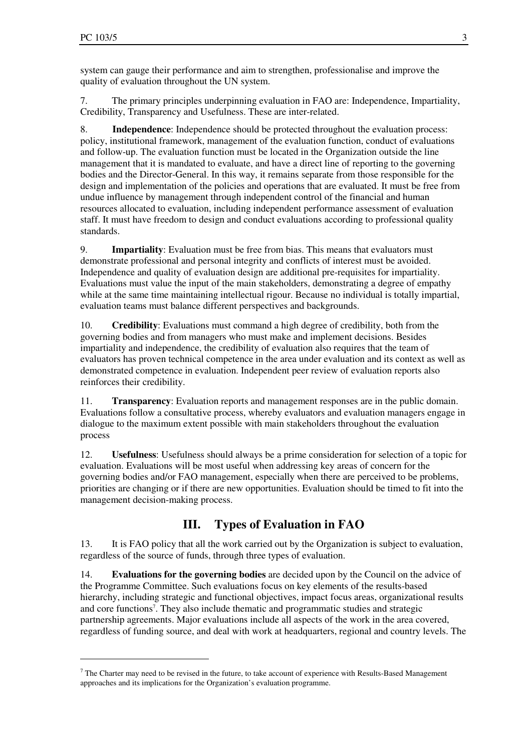system can gauge their performance and aim to strengthen, professionalise and improve the quality of evaluation throughout the UN system.

7. The primary principles underpinning evaluation in FAO are: Independence, Impartiality, Credibility, Transparency and Usefulness. These are inter-related.

8. **Independence**: Independence should be protected throughout the evaluation process: policy, institutional framework, management of the evaluation function, conduct of evaluations and follow-up. The evaluation function must be located in the Organization outside the line management that it is mandated to evaluate, and have a direct line of reporting to the governing bodies and the Director-General. In this way, it remains separate from those responsible for the design and implementation of the policies and operations that are evaluated. It must be free from undue influence by management through independent control of the financial and human resources allocated to evaluation, including independent performance assessment of evaluation staff. It must have freedom to design and conduct evaluations according to professional quality standards.

9. **Impartiality**: Evaluation must be free from bias. This means that evaluators must demonstrate professional and personal integrity and conflicts of interest must be avoided. Independence and quality of evaluation design are additional pre-requisites for impartiality. Evaluations must value the input of the main stakeholders, demonstrating a degree of empathy while at the same time maintaining intellectual rigour. Because no individual is totally impartial, evaluation teams must balance different perspectives and backgrounds.

10. **Credibility**: Evaluations must command a high degree of credibility, both from the governing bodies and from managers who must make and implement decisions. Besides impartiality and independence, the credibility of evaluation also requires that the team of evaluators has proven technical competence in the area under evaluation and its context as well as demonstrated competence in evaluation. Independent peer review of evaluation reports also reinforces their credibility.

11. **Transparency**: Evaluation reports and management responses are in the public domain. Evaluations follow a consultative process, whereby evaluators and evaluation managers engage in dialogue to the maximum extent possible with main stakeholders throughout the evaluation process

12. **Usefulness**: Usefulness should always be a prime consideration for selection of a topic for evaluation. Evaluations will be most useful when addressing key areas of concern for the governing bodies and/or FAO management, especially when there are perceived to be problems, priorities are changing or if there are new opportunities. Evaluation should be timed to fit into the management decision-making process.

## III. Types of Evaluation in FAO

13. It is FAO policy that all the work carried out by the Organization is subject to evaluation, regardless of the source of funds, through three types of evaluation.

14. **Evaluations for the governing bodies** are decided upon by the Council on the advice of the Programme Committee. Such evaluations focus on key elements of the results-based hierarchy, including strategic and functional objectives, impact focus areas, organizational results and core functions[7]. They also include thematic and programmatic studies and strategic partnership agreements. Major evaluations include all aspects of the work in the area covered, regardless of funding source, and deal with work at headquarters, regional and country levels. The

[7] The Charter may need to be revised in the future, to take account of experience with Results-Based Management approaches and its implications for the Organization's evaluation programme.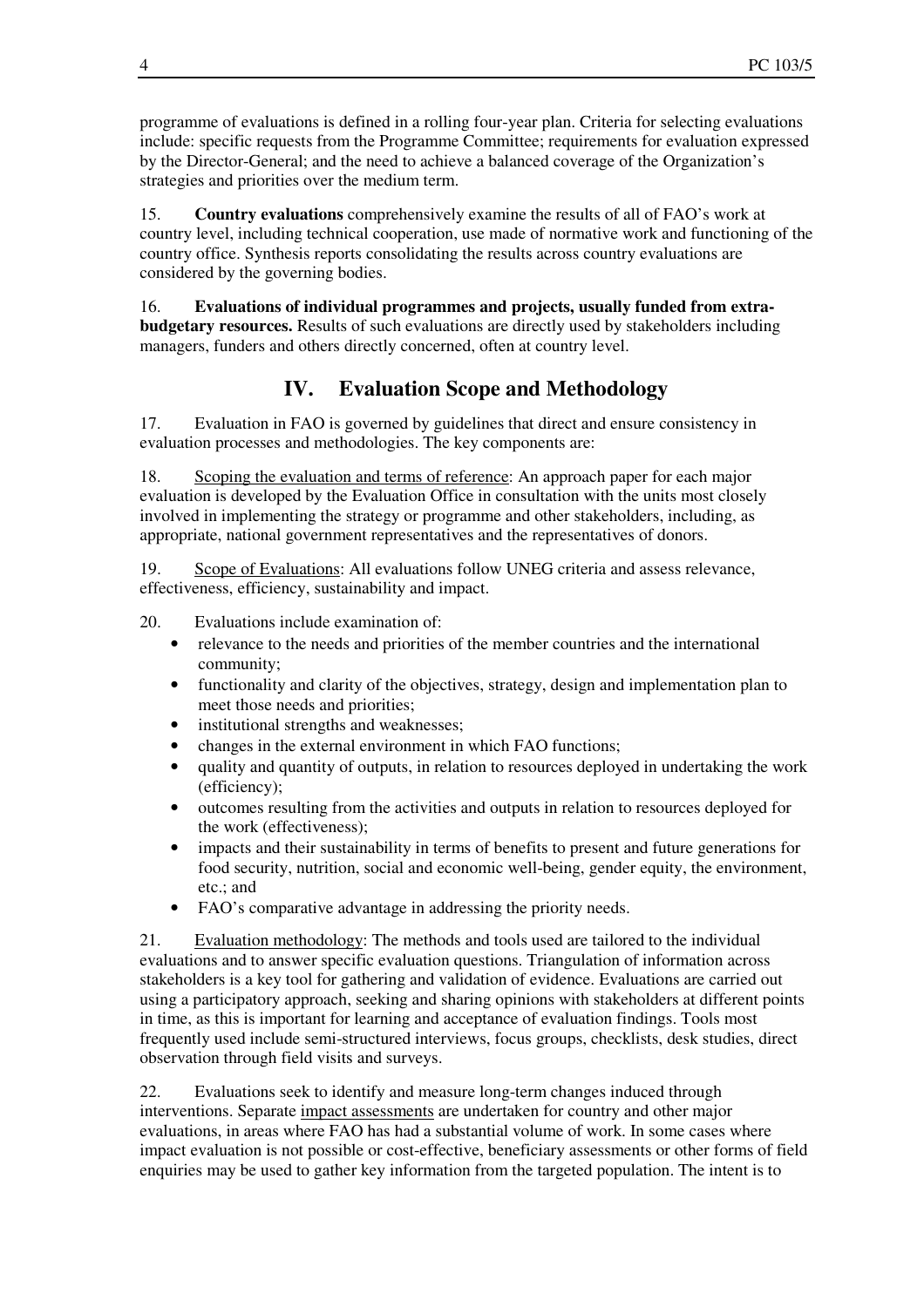programme of evaluations is defined in a rolling four-year plan. Criteria for selecting evaluations include: specific requests from the Programme Committee; requirements for evaluation expressed by the Director-General; and the need to achieve a balanced coverage of the Organization's strategies and priorities over the medium term.

15. **Country evaluations** comprehensively examine the results of all of FAO's work at country level, including technical cooperation, use made of normative work and functioning of the country office. Synthesis reports consolidating the results across country evaluations are considered by the governing bodies.

16. **Evaluations of individual programmes and projects, usually funded from extra-budgetary resources.** Results of such evaluations are directly used by stakeholders including managers, funders and others directly concerned, often at country level.

## IV. Evaluation Scope and Methodology

17. Evaluation in FAO is governed by guidelines that direct and ensure consistency in evaluation processes and methodologies. The key components are:

18. Scoping the evaluation and terms of reference: An approach paper for each major evaluation is developed by the Evaluation Office in consultation with the units most closely involved in implementing the strategy or programme and other stakeholders, including, as appropriate, national government representatives and the representatives of donors.

19. Scope of Evaluations: All evaluations follow UNEG criteria and assess relevance, effectiveness, efficiency, sustainability and impact.

20. Evaluations include examination of:

- relevance to the needs and priorities of the member countries and the international community;
- functionality and clarity of the objectives, strategy, design and implementation plan to meet those needs and priorities;
- institutional strengths and weaknesses;
- changes in the external environment in which FAO functions;
- quality and quantity of outputs, in relation to resources deployed in undertaking the work (efficiency);
- outcomes resulting from the activities and outputs in relation to resources deployed for the work (effectiveness);
- impacts and their sustainability in terms of benefits to present and future generations for food security, nutrition, social and economic well-being, gender equity, the environment, etc.; and
- FAO's comparative advantage in addressing the priority needs.

21. Evaluation methodology: The methods and tools used are tailored to the individual evaluations and to answer specific evaluation questions. Triangulation of information across stakeholders is a key tool for gathering and validation of evidence. Evaluations are carried out using a participatory approach, seeking and sharing opinions with stakeholders at different points in time, as this is important for learning and acceptance of evaluation findings. Tools most frequently used include semi-structured interviews, focus groups, checklists, desk studies, direct observation through field visits and surveys.

22. Evaluations seek to identify and measure long-term changes induced through interventions. Separate impact assessments are undertaken for country and other major evaluations, in areas where FAO has had a substantial volume of work. In some cases where impact evaluation is not possible or cost-effective, beneficiary assessments or other forms of field enquiries may be used to gather key information from the targeted population. The intent is to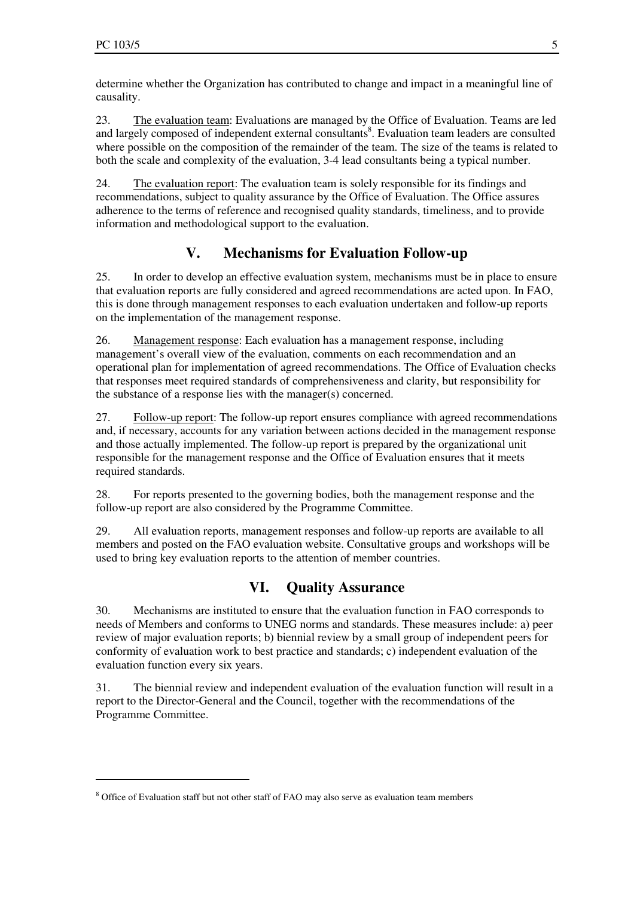determine whether the Organization has contributed to change and impact in a meaningful line of causality.

23. The evaluation team: Evaluations are managed by the Office of Evaluation. Teams are led and largely composed of independent external consultants[8]. Evaluation team leaders are consulted where possible on the composition of the remainder of the team. The size of the teams is related to both the scale and complexity of the evaluation, 3-4 lead consultants being a typical number.

24. The evaluation report: The evaluation team is solely responsible for its findings and recommendations, subject to quality assurance by the Office of Evaluation. The Office assures adherence to the terms of reference and recognised quality standards, timeliness, and to provide information and methodological support to the evaluation.

## V. Mechanisms for Evaluation Follow-up

25. In order to develop an effective evaluation system, mechanisms must be in place to ensure that evaluation reports are fully considered and agreed recommendations are acted upon. In FAO, this is done through management responses to each evaluation undertaken and follow-up reports on the implementation of the management response.

26. Management response: Each evaluation has a management response, including management's overall view of the evaluation, comments on each recommendation and an operational plan for implementation of agreed recommendations. The Office of Evaluation checks that responses meet required standards of comprehensiveness and clarity, but responsibility for the substance of a response lies with the manager(s) concerned.

27. Follow-up report: The follow-up report ensures compliance with agreed recommendations and, if necessary, accounts for any variation between actions decided in the management response and those actually implemented. The follow-up report is prepared by the organizational unit responsible for the management response and the Office of Evaluation ensures that it meets required standards.

28. For reports presented to the governing bodies, both the management response and the follow-up report are also considered by the Programme Committee.

29. All evaluation reports, management responses and follow-up reports are available to all members and posted on the FAO evaluation website. Consultative groups and workshops will be used to bring key evaluation reports to the attention of member countries.

## VI. Quality Assurance

30. Mechanisms are instituted to ensure that the evaluation function in FAO corresponds to needs of Members and conforms to UNEG norms and standards. These measures include: a) peer review of major evaluation reports; b) biennial review by a small group of independent peers for conformity of evaluation work to best practice and standards; c) independent evaluation of the evaluation function every six years.

31. The biennial review and independent evaluation of the evaluation function will result in a report to the Director-General and the Council, together with the recommendations of the Programme Committee.

---

[8] Office of Evaluation staff but not other staff of FAO may also serve as evaluation team members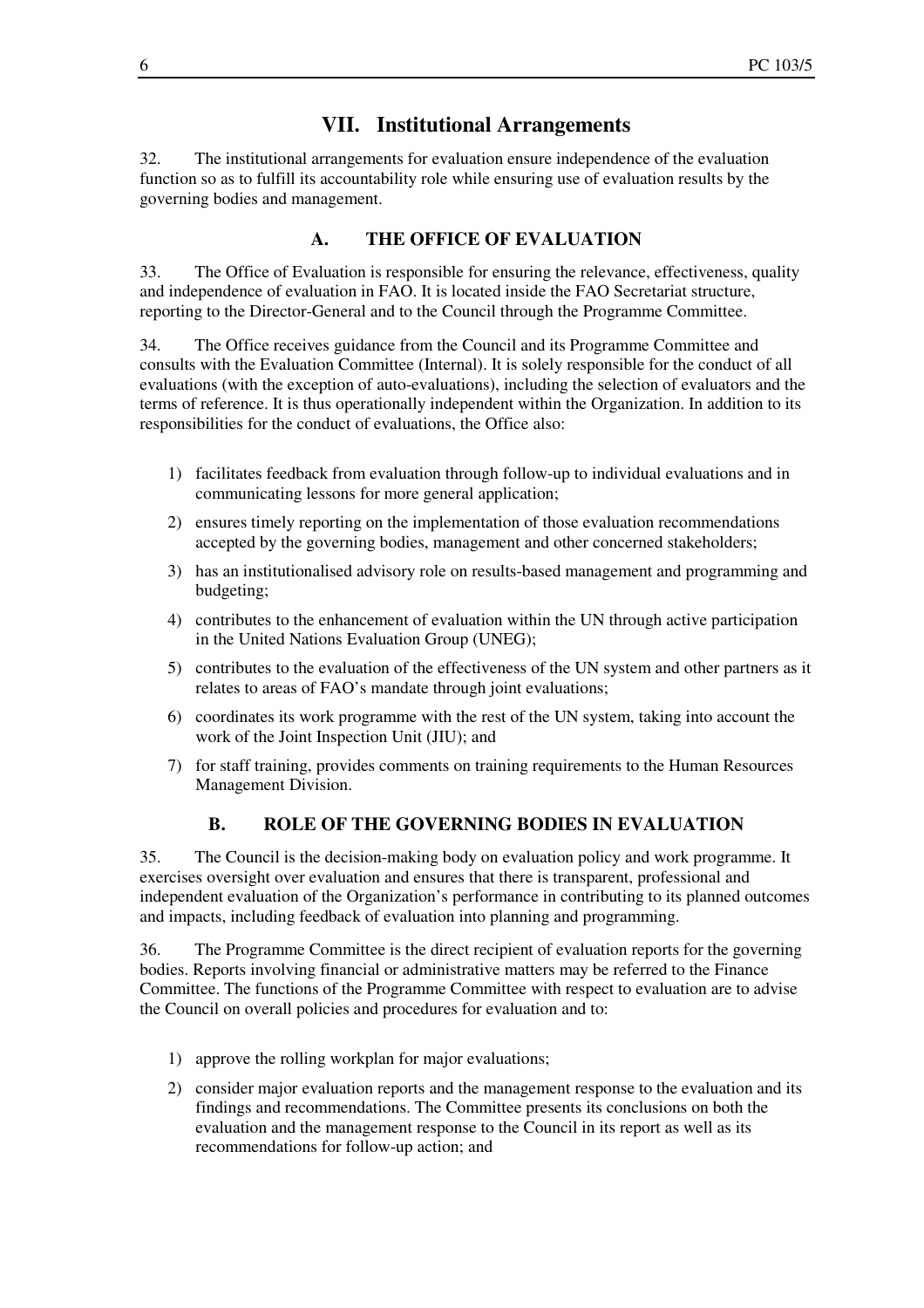## VII. Institutional Arrangements

32. The institutional arrangements for evaluation ensure independence of the evaluation function so as to fulfill its accountability role while ensuring use of evaluation results by the governing bodies and management.

### A. THE OFFICE OF EVALUATION

33. The Office of Evaluation is responsible for ensuring the relevance, effectiveness, quality and independence of evaluation in FAO. It is located inside the FAO Secretariat structure, reporting to the Director-General and to the Council through the Programme Committee.

34. The Office receives guidance from the Council and its Programme Committee and consults with the Evaluation Committee (Internal). It is solely responsible for the conduct of all evaluations (with the exception of auto-evaluations), including the selection of evaluators and the terms of reference. It is thus operationally independent within the Organization. In addition to its responsibilities for the conduct of evaluations, the Office also:

1) facilitates feedback from evaluation through follow-up to individual evaluations and in communicating lessons for more general application;
2) ensures timely reporting on the implementation of those evaluation recommendations accepted by the governing bodies, management and other concerned stakeholders;
3) has an institutionalised advisory role on results-based management and programming and budgeting;
4) contributes to the enhancement of evaluation within the UN through active participation in the United Nations Evaluation Group (UNEG);
5) contributes to the evaluation of the effectiveness of the UN system and other partners as it relates to areas of FAO's mandate through joint evaluations;
6) coordinates its work programme with the rest of the UN system, taking into account the work of the Joint Inspection Unit (JIU); and
7) for staff training, provides comments on training requirements to the Human Resources Management Division.

### B. ROLE OF THE GOVERNING BODIES IN EVALUATION

35. The Council is the decision-making body on evaluation policy and work programme. It exercises oversight over evaluation and ensures that there is transparent, professional and independent evaluation of the Organization's performance in contributing to its planned outcomes and impacts, including feedback of evaluation into planning and programming.

36. The Programme Committee is the direct recipient of evaluation reports for the governing bodies. Reports involving financial or administrative matters may be referred to the Finance Committee. The functions of the Programme Committee with respect to evaluation are to advise the Council on overall policies and procedures for evaluation and to:

1) approve the rolling workplan for major evaluations;
2) consider major evaluation reports and the management response to the evaluation and its findings and recommendations. The Committee presents its conclusions on both the evaluation and the management response to the Council in its report as well as its recommendations for follow-up action; and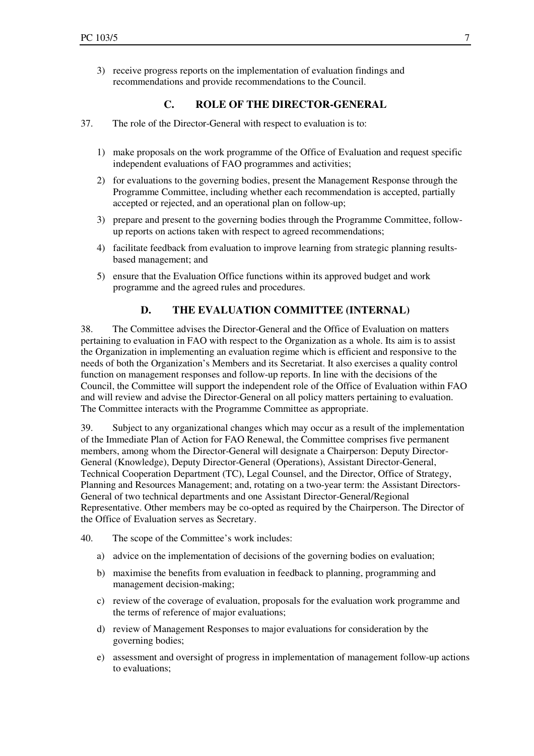3) receive progress reports on the implementation of evaluation findings and recommendations and provide recommendations to the Council.

## C. ROLE OF THE DIRECTOR-GENERAL

37. The role of the Director-General with respect to evaluation is to:

1) make proposals on the work programme of the Office of Evaluation and request specific independent evaluations of FAO programmes and activities;
2) for evaluations to the governing bodies, present the Management Response through the Programme Committee, including whether each recommendation is accepted, partially accepted or rejected, and an operational plan on follow-up;
3) prepare and present to the governing bodies through the Programme Committee, follow-up reports on actions taken with respect to agreed recommendations;
4) facilitate feedback from evaluation to improve learning from strategic planning results-based management; and
5) ensure that the Evaluation Office functions within its approved budget and work programme and the agreed rules and procedures.

## D. THE EVALUATION COMMITTEE (INTERNAL)

38. The Committee advises the Director-General and the Office of Evaluation on matters pertaining to evaluation in FAO with respect to the Organization as a whole. Its aim is to assist the Organization in implementing an evaluation regime which is efficient and responsive to the needs of both the Organization's Members and its Secretariat. It also exercises a quality control function on management responses and follow-up reports. In line with the decisions of the Council, the Committee will support the independent role of the Office of Evaluation within FAO and will review and advise the Director-General on all policy matters pertaining to evaluation. The Committee interacts with the Programme Committee as appropriate.

39. Subject to any organizational changes which may occur as a result of the implementation of the Immediate Plan of Action for FAO Renewal, the Committee comprises five permanent members, among whom the Director-General will designate a Chairperson: Deputy Director-General (Knowledge), Deputy Director-General (Operations), Assistant Director-General, Technical Cooperation Department (TC), Legal Counsel, and the Director, Office of Strategy, Planning and Resources Management; and, rotating on a two-year term: the Assistant Directors-General of two technical departments and one Assistant Director-General/Regional Representative. Other members may be co-opted as required by the Chairperson. The Director of the Office of Evaluation serves as Secretary.

40. The scope of the Committee's work includes:

a) advice on the implementation of decisions of the governing bodies on evaluation;
b) maximise the benefits from evaluation in feedback to planning, programming and management decision-making;
c) review of the coverage of evaluation, proposals for the evaluation work programme and the terms of reference of major evaluations;
d) review of Management Responses to major evaluations for consideration by the governing bodies;
e) assessment and oversight of progress in implementation of management follow-up actions to evaluations;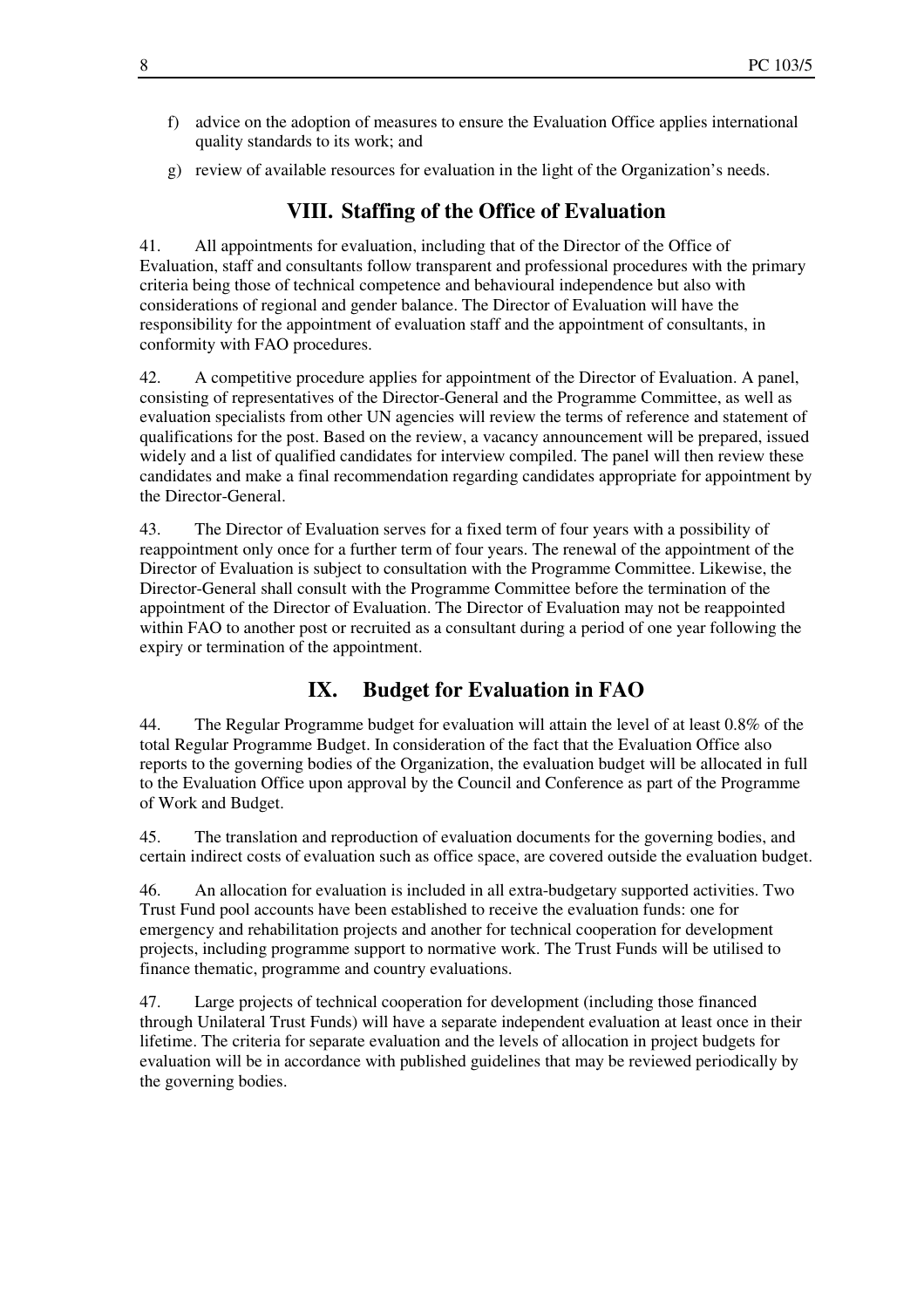f) advice on the adoption of measures to ensure the Evaluation Office applies international quality standards to its work; and

g) review of available resources for evaluation in the light of the Organization's needs.

## VIII. Staffing of the Office of Evaluation

41. All appointments for evaluation, including that of the Director of the Office of Evaluation, staff and consultants follow transparent and professional procedures with the primary criteria being those of technical competence and behavioural independence but also with considerations of regional and gender balance. The Director of Evaluation will have the responsibility for the appointment of evaluation staff and the appointment of consultants, in conformity with FAO procedures.

42. A competitive procedure applies for appointment of the Director of Evaluation. A panel, consisting of representatives of the Director-General and the Programme Committee, as well as evaluation specialists from other UN agencies will review the terms of reference and statement of qualifications for the post. Based on the review, a vacancy announcement will be prepared, issued widely and a list of qualified candidates for interview compiled. The panel will then review these candidates and make a final recommendation regarding candidates appropriate for appointment by the Director-General.

43. The Director of Evaluation serves for a fixed term of four years with a possibility of reappointment only once for a further term of four years. The renewal of the appointment of the Director of Evaluation is subject to consultation with the Programme Committee. Likewise, the Director-General shall consult with the Programme Committee before the termination of the appointment of the Director of Evaluation. The Director of Evaluation may not be reappointed within FAO to another post or recruited as a consultant during a period of one year following the expiry or termination of the appointment.

## IX. Budget for Evaluation in FAO

44. The Regular Programme budget for evaluation will attain the level of at least 0.8% of the total Regular Programme Budget. In consideration of the fact that the Evaluation Office also reports to the governing bodies of the Organization, the evaluation budget will be allocated in full to the Evaluation Office upon approval by the Council and Conference as part of the Programme of Work and Budget.

45. The translation and reproduction of evaluation documents for the governing bodies, and certain indirect costs of evaluation such as office space, are covered outside the evaluation budget.

46. An allocation for evaluation is included in all extra-budgetary supported activities. Two Trust Fund pool accounts have been established to receive the evaluation funds: one for emergency and rehabilitation projects and another for technical cooperation for development projects, including programme support to normative work. The Trust Funds will be utilised to finance thematic, programme and country evaluations.

47. Large projects of technical cooperation for development (including those financed through Unilateral Trust Funds) will have a separate independent evaluation at least once in their lifetime. The criteria for separate evaluation and the levels of allocation in project budgets for evaluation will be in accordance with published guidelines that may be reviewed periodically by the governing bodies.